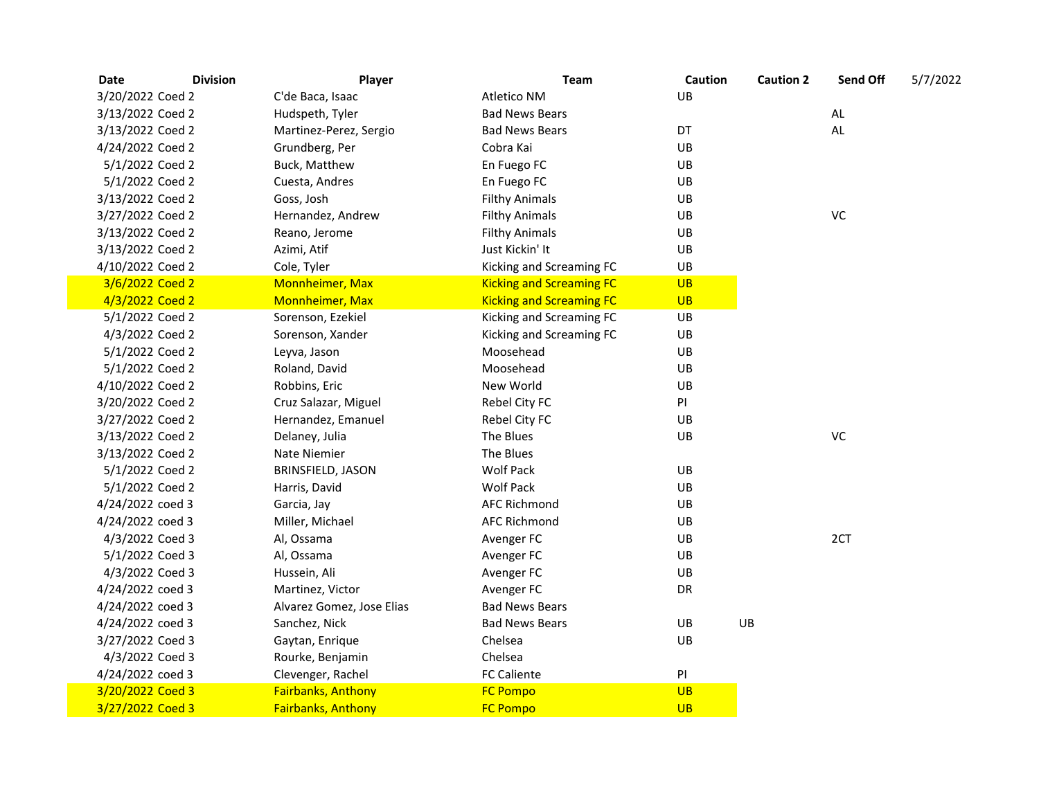| Date | Division | Player | Team | Caution | Caution 2 | Send Off | 5/7/2022 |
|---|---|---|---|---|---|---|---|
| 3/20/2022 | Coed 2 | C'de Baca, Isaac | Atletico NM | UB | | | |
| 3/13/2022 | Coed 2 | Hudspeth, Tyler | Bad News Bears | | | AL | |
| 3/13/2022 | Coed 2 | Martinez-Perez, Sergio | Bad News Bears | DT | | AL | |
| 4/24/2022 | Coed 2 | Grundberg, Per | Cobra Kai | UB | | | |
| 5/1/2022 | Coed 2 | Buck, Matthew | En Fuego FC | UB | | | |
| 5/1/2022 | Coed 2 | Cuesta, Andres | En Fuego FC | UB | | | |
| 3/13/2022 | Coed 2 | Goss, Josh | Filthy Animals | UB | | | |
| 3/27/2022 | Coed 2 | Hernandez, Andrew | Filthy Animals | UB | | VC | |
| 3/13/2022 | Coed 2 | Reano, Jerome | Filthy Animals | UB | | | |
| 3/13/2022 | Coed 2 | Azimi, Atif | Just Kickin' It | UB | | | |
| 4/10/2022 | Coed 2 | Cole, Tyler | Kicking and Screaming FC | UB | | | |
| 3/6/2022 | Coed 2 | Monnheimer, Max | Kicking and Screaming FC | UB | | | |
| 4/3/2022 | Coed 2 | Monnheimer, Max | Kicking and Screaming FC | UB | | | |
| 5/1/2022 | Coed 2 | Sorenson, Ezekiel | Kicking and Screaming FC | UB | | | |
| 4/3/2022 | Coed 2 | Sorenson, Xander | Kicking and Screaming FC | UB | | | |
| 5/1/2022 | Coed 2 | Leyva, Jason | Moosehead | UB | | | |
| 5/1/2022 | Coed 2 | Roland, David | Moosehead | UB | | | |
| 4/10/2022 | Coed 2 | Robbins, Eric | New World | UB | | | |
| 3/20/2022 | Coed 2 | Cruz Salazar, Miguel | Rebel City FC | PI | | | |
| 3/27/2022 | Coed 2 | Hernandez, Emanuel | Rebel City FC | UB | | | |
| 3/13/2022 | Coed 2 | Delaney, Julia | The Blues | UB | | VC | |
| 3/13/2022 | Coed 2 | Nate Niemier | The Blues | | | | |
| 5/1/2022 | Coed 2 | BRINSFIELD, JASON | Wolf Pack | UB | | | |
| 5/1/2022 | Coed 2 | Harris, David | Wolf Pack | UB | | | |
| 4/24/2022 | coed 3 | Garcia, Jay | AFC Richmond | UB | | | |
| 4/24/2022 | coed 3 | Miller, Michael | AFC Richmond | UB | | | |
| 4/3/2022 | Coed 3 | Al, Ossama | Avenger FC | UB | | 2CT | |
| 5/1/2022 | Coed 3 | Al, Ossama | Avenger FC | UB | | | |
| 4/3/2022 | Coed 3 | Hussein, Ali | Avenger FC | UB | | | |
| 4/24/2022 | coed 3 | Martinez, Victor | Avenger FC | DR | | | |
| 4/24/2022 | coed 3 | Alvarez Gomez, Jose Elias | Bad News Bears | | | | |
| 4/24/2022 | coed 3 | Sanchez, Nick | Bad News Bears | UB | UB | | |
| 3/27/2022 | Coed 3 | Gaytan, Enrique | Chelsea | UB | | | |
| 4/3/2022 | Coed 3 | Rourke, Benjamin | Chelsea | | | | |
| 4/24/2022 | coed 3 | Clevenger, Rachel | FC Caliente | PI | | | |
| 3/20/2022 | Coed 3 | Fairbanks, Anthony | FC Pompo | UB | | | |
| 3/27/2022 | Coed 3 | Fairbanks, Anthony | FC Pompo | UB | | | |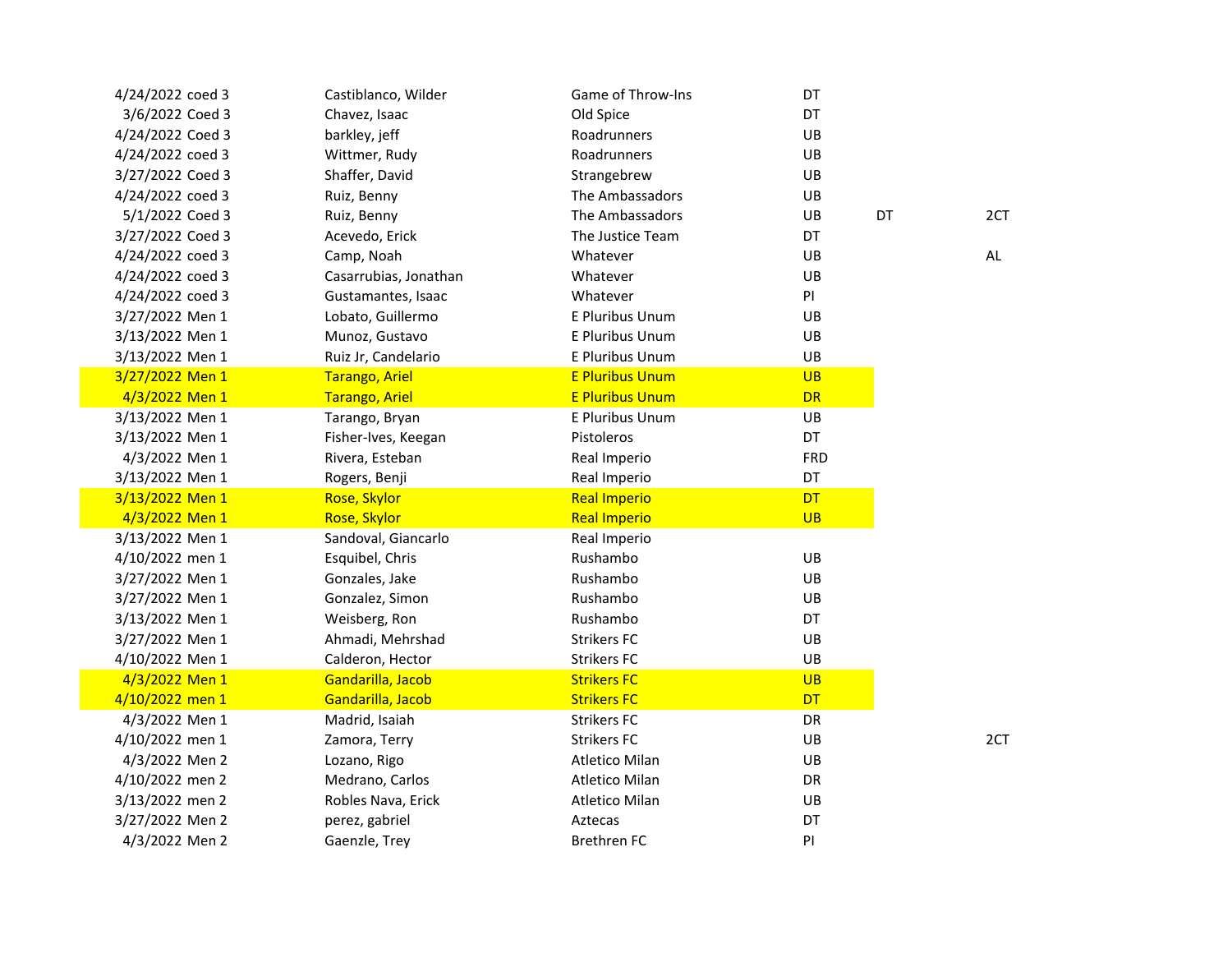| | | | | | |
|---|---|---|---|---|---|
| 4/24/2022 coed 3 | Castiblanco, Wilder | Game of Throw-Ins | DT | | |
| 3/6/2022 Coed 3 | Chavez, Isaac | Old Spice | DT | | |
| 4/24/2022 Coed 3 | barkley, jeff | Roadrunners | UB | | |
| 4/24/2022 coed 3 | Wittmer, Rudy | Roadrunners | UB | | |
| 3/27/2022 Coed 3 | Shaffer, David | Strangebrew | UB | | |
| 4/24/2022 coed 3 | Ruiz, Benny | The Ambassadors | UB | | |
| 5/1/2022 Coed 3 | Ruiz, Benny | The Ambassadors | UB | DT | 2CT |
| 3/27/2022 Coed 3 | Acevedo, Erick | The Justice Team | DT | | |
| 4/24/2022 coed 3 | Camp, Noah | Whatever | UB | | AL |
| 4/24/2022 coed 3 | Casarrubias, Jonathan | Whatever | UB | | |
| 4/24/2022 coed 3 | Gustamantes, Isaac | Whatever | PI | | |
| 3/27/2022 Men 1 | Lobato, Guillermo | E Pluribus Unum | UB | | |
| 3/13/2022 Men 1 | Munoz, Gustavo | E Pluribus Unum | UB | | |
| 3/13/2022 Men 1 | Ruiz Jr, Candelario | E Pluribus Unum | UB | | |
| 3/27/2022 Men 1 | Tarango, Ariel | E Pluribus Unum | UB | | |
| 4/3/2022 Men 1 | Tarango, Ariel | E Pluribus Unum | DR | | |
| 3/13/2022 Men 1 | Tarango, Bryan | E Pluribus Unum | UB | | |
| 3/13/2022 Men 1 | Fisher-Ives, Keegan | Pistoleros | DT | | |
| 4/3/2022 Men 1 | Rivera, Esteban | Real Imperio | FRD | | |
| 3/13/2022 Men 1 | Rogers, Benji | Real Imperio | DT | | |
| 3/13/2022 Men 1 | Rose, Skylor | Real Imperio | DT | | |
| 4/3/2022 Men 1 | Rose, Skylor | Real Imperio | UB | | |
| 3/13/2022 Men 1 | Sandoval, Giancarlo | Real Imperio | | | |
| 4/10/2022 men 1 | Esquibel, Chris | Rushambo | UB | | |
| 3/27/2022 Men 1 | Gonzales, Jake | Rushambo | UB | | |
| 3/27/2022 Men 1 | Gonzalez, Simon | Rushambo | UB | | |
| 3/13/2022 Men 1 | Weisberg, Ron | Rushambo | DT | | |
| 3/27/2022 Men 1 | Ahmadi, Mehrshad | Strikers FC | UB | | |
| 4/10/2022 Men 1 | Calderon, Hector | Strikers FC | UB | | |
| 4/3/2022 Men 1 | Gandarilla, Jacob | Strikers FC | UB | | |
| 4/10/2022 men 1 | Gandarilla, Jacob | Strikers FC | DT | | |
| 4/3/2022 Men 1 | Madrid, Isaiah | Strikers FC | DR | | |
| 4/10/2022 men 1 | Zamora, Terry | Strikers FC | UB | | 2CT |
| 4/3/2022 Men 2 | Lozano, Rigo | Atletico Milan | UB | | |
| 4/10/2022 men 2 | Medrano, Carlos | Atletico Milan | DR | | |
| 3/13/2022 men 2 | Robles Nava, Erick | Atletico Milan | UB | | |
| 3/27/2022 Men 2 | perez, gabriel | Aztecas | DT | | |
| 4/3/2022 Men 2 | Gaenzle, Trey | Brethren FC | PI | | |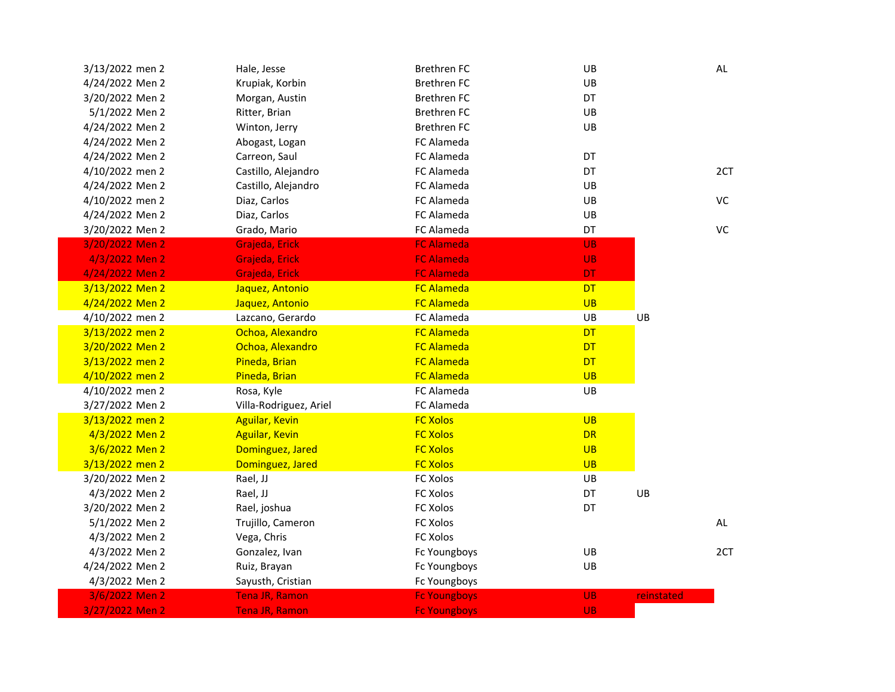| | | | | | | |
|---|---|---|---|---|---|---|
| 3/13/2022 | men 2 | Hale, Jesse | Brethren FC | UB | | AL |
| 4/24/2022 | Men 2 | Krupiak, Korbin | Brethren FC | UB | | |
| 3/20/2022 | Men 2 | Morgan, Austin | Brethren FC | DT | | |
| 5/1/2022 | Men 2 | Ritter, Brian | Brethren FC | UB | | |
| 4/24/2022 | Men 2 | Winton, Jerry | Brethren FC | UB | | |
| 4/24/2022 | Men 2 | Abogast, Logan | FC Alameda | | | |
| 4/24/2022 | Men 2 | Carreon, Saul | FC Alameda | DT | | |
| 4/10/2022 | men 2 | Castillo, Alejandro | FC Alameda | DT | | 2CT |
| 4/24/2022 | Men 2 | Castillo, Alejandro | FC Alameda | UB | | |
| 4/10/2022 | men 2 | Diaz, Carlos | FC Alameda | UB | | VC |
| 4/24/2022 | Men 2 | Diaz, Carlos | FC Alameda | UB | | |
| 3/20/2022 | Men 2 | Grado, Mario | FC Alameda | DT | | VC |
| 3/20/2022 | Men 2 | Grajeda, Erick | FC Alameda | UB | | |
| 4/3/2022 | Men 2 | Grajeda, Erick | FC Alameda | UB | | |
| 4/24/2022 | Men 2 | Grajeda, Erick | FC Alameda | DT | | |
| 3/13/2022 | Men 2 | Jaquez, Antonio | FC Alameda | DT | | |
| 4/24/2022 | Men 2 | Jaquez, Antonio | FC Alameda | UB | | |
| 4/10/2022 | men 2 | Lazcano, Gerardo | FC Alameda | UB | UB | |
| 3/13/2022 | men 2 | Ochoa, Alexandro | FC Alameda | DT | | |
| 3/20/2022 | Men 2 | Ochoa, Alexandro | FC Alameda | DT | | |
| 3/13/2022 | men 2 | Pineda, Brian | FC Alameda | DT | | |
| 4/10/2022 | men 2 | Pineda, Brian | FC Alameda | UB | | |
| 4/10/2022 | men 2 | Rosa, Kyle | FC Alameda | UB | | |
| 3/27/2022 | Men 2 | Villa-Rodriguez, Ariel | FC Alameda | | | |
| 3/13/2022 | men 2 | Aguilar, Kevin | FC Xolos | UB | | |
| 4/3/2022 | Men 2 | Aguilar, Kevin | FC Xolos | DR | | |
| 3/6/2022 | Men 2 | Dominguez, Jared | FC Xolos | UB | | |
| 3/13/2022 | men 2 | Dominguez, Jared | FC Xolos | UB | | |
| 3/20/2022 | Men 2 | Rael, JJ | FC Xolos | UB | | |
| 4/3/2022 | Men 2 | Rael, JJ | FC Xolos | DT | UB | |
| 3/20/2022 | Men 2 | Rael, joshua | FC Xolos | DT | | |
| 5/1/2022 | Men 2 | Trujillo, Cameron | FC Xolos | | | AL |
| 4/3/2022 | Men 2 | Vega, Chris | FC Xolos | | | |
| 4/3/2022 | Men 2 | Gonzalez, Ivan | Fc Youngboys | UB | | 2CT |
| 4/24/2022 | Men 2 | Ruiz, Brayan | Fc Youngboys | UB | | |
| 4/3/2022 | Men 2 | Sayusth, Cristian | Fc Youngboys | | | |
| 3/6/2022 | Men 2 | Tena JR, Ramon | Fc Youngboys | UB | reinstated | |
| 3/27/2022 | Men 2 | Tena JR, Ramon | Fc Youngboys | UB | | |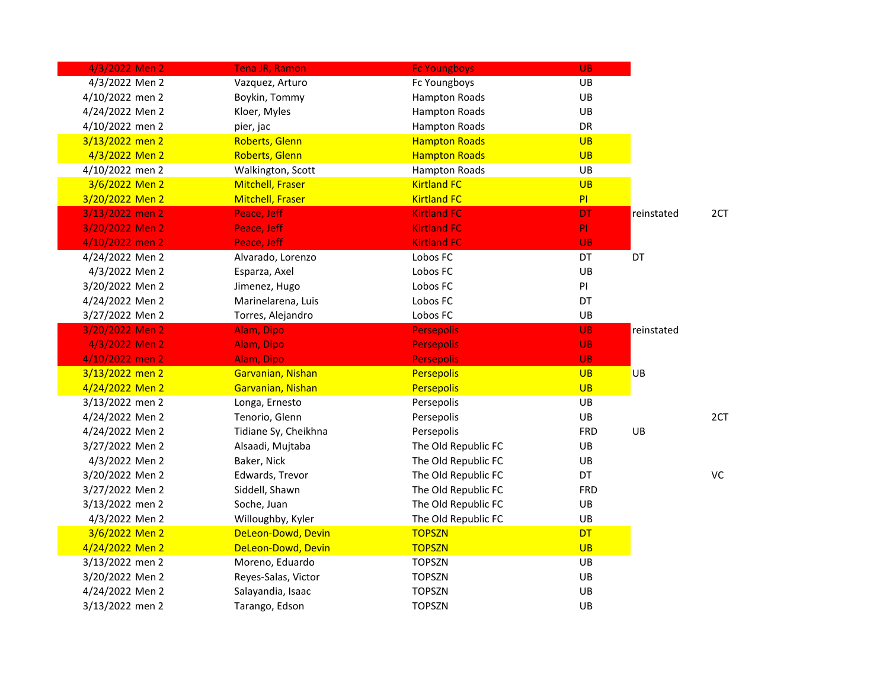| | | | | | | |
|---|---|---|---|---|---|---|
| 4/3/2022 | Men 2 | Tena JR, Ramon | Fc Youngboys | UB | | |
| 4/3/2022 | Men 2 | Vazquez, Arturo | Fc Youngboys | UB | | |
| 4/10/2022 | men 2 | Boykin, Tommy | Hampton Roads | UB | | |
| 4/24/2022 | Men 2 | Kloer, Myles | Hampton Roads | UB | | |
| 4/10/2022 | men 2 | pier, jac | Hampton Roads | DR | | |
| 3/13/2022 | men 2 | Roberts, Glenn | Hampton Roads | UB | | |
| 4/3/2022 | Men 2 | Roberts, Glenn | Hampton Roads | UB | | |
| 4/10/2022 | men 2 | Walkington, Scott | Hampton Roads | UB | | |
| 3/6/2022 | Men 2 | Mitchell, Fraser | Kirtland FC | UB | | |
| 3/20/2022 | Men 2 | Mitchell, Fraser | Kirtland FC | PI | | |
| 3/13/2022 | men 2 | Peace, Jeff | Kirtland FC | DT | reinstated | 2CT |
| 3/20/2022 | Men 2 | Peace, Jeff | Kirtland FC | PI | | |
| 4/10/2022 | men 2 | Peace, Jeff | Kirtland FC | UB | | |
| 4/24/2022 | Men 2 | Alvarado, Lorenzo | Lobos FC | DT | DT | |
| 4/3/2022 | Men 2 | Esparza, Axel | Lobos FC | UB | | |
| 3/20/2022 | Men 2 | Jimenez, Hugo | Lobos FC | PI | | |
| 4/24/2022 | Men 2 | Marinelarena, Luis | Lobos FC | DT | | |
| 3/27/2022 | Men 2 | Torres, Alejandro | Lobos FC | UB | | |
| 3/20/2022 | Men 2 | Alam, Dipo | Persepolis | UB | reinstated | |
| 4/3/2022 | Men 2 | Alam, Dipo | Persepolis | UB | | |
| 4/10/2022 | men 2 | Alam, Dipo | Persepolis | UB | | |
| 3/13/2022 | men 2 | Garvanian, Nishan | Persepolis | UB | UB | |
| 4/24/2022 | Men 2 | Garvanian, Nishan | Persepolis | UB | | |
| 3/13/2022 | men 2 | Longa, Ernesto | Persepolis | UB | | |
| 4/24/2022 | Men 2 | Tenorio, Glenn | Persepolis | UB | | 2CT |
| 4/24/2022 | Men 2 | Tidiane Sy, Cheikhna | Persepolis | FRD | UB | |
| 3/27/2022 | Men 2 | Alsaadi, Mujtaba | The Old Republic FC | UB | | |
| 4/3/2022 | Men 2 | Baker, Nick | The Old Republic FC | UB | | |
| 3/20/2022 | Men 2 | Edwards, Trevor | The Old Republic FC | DT | | VC |
| 3/27/2022 | Men 2 | Siddell, Shawn | The Old Republic FC | FRD | | |
| 3/13/2022 | men 2 | Soche, Juan | The Old Republic FC | UB | | |
| 4/3/2022 | Men 2 | Willoughby, Kyler | The Old Republic FC | UB | | |
| 3/6/2022 | Men 2 | DeLeon-Dowd, Devin | TOPSZN | DT | | |
| 4/24/2022 | Men 2 | DeLeon-Dowd, Devin | TOPSZN | UB | | |
| 3/13/2022 | men 2 | Moreno, Eduardo | TOPSZN | UB | | |
| 3/20/2022 | Men 2 | Reyes-Salas, Victor | TOPSZN | UB | | |
| 4/24/2022 | Men 2 | Salayandia, Isaac | TOPSZN | UB | | |
| 3/13/2022 | men 2 | Tarango, Edson | TOPSZN | UB | | |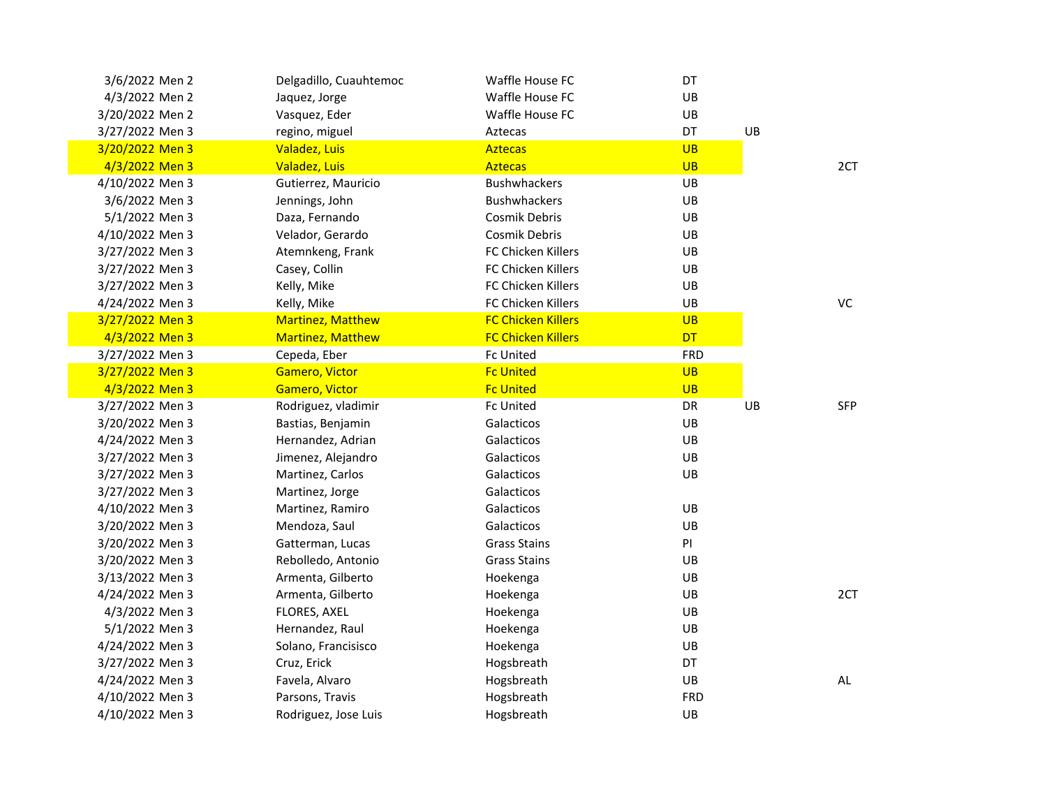| | | | | | |
|---|---|---|---|---|---|
| 3/6/2022 Men 2 | Delgadillo, Cuauhtemoc | Waffle House FC | DT | | |
| 4/3/2022 Men 2 | Jaquez, Jorge | Waffle House FC | UB | | |
| 3/20/2022 Men 2 | Vasquez, Eder | Waffle House FC | UB | | |
| 3/27/2022 Men 3 | regino, miguel | Aztecas | DT | UB | |
| 3/20/2022 Men 3 | Valadez, Luis | Aztecas | UB | | |
| 4/3/2022 Men 3 | Valadez, Luis | Aztecas | UB | | 2CT |
| 4/10/2022 Men 3 | Gutierrez, Mauricio | Bushwhackers | UB | | |
| 3/6/2022 Men 3 | Jennings, John | Bushwhackers | UB | | |
| 5/1/2022 Men 3 | Daza, Fernando | Cosmik Debris | UB | | |
| 4/10/2022 Men 3 | Velador, Gerardo | Cosmik Debris | UB | | |
| 3/27/2022 Men 3 | Atemnkeng, Frank | FC Chicken Killers | UB | | |
| 3/27/2022 Men 3 | Casey, Collin | FC Chicken Killers | UB | | |
| 3/27/2022 Men 3 | Kelly, Mike | FC Chicken Killers | UB | | |
| 4/24/2022 Men 3 | Kelly, Mike | FC Chicken Killers | UB | | VC |
| 3/27/2022 Men 3 | Martinez, Matthew | FC Chicken Killers | UB | | |
| 4/3/2022 Men 3 | Martinez, Matthew | FC Chicken Killers | DT | | |
| 3/27/2022 Men 3 | Cepeda, Eber | Fc United | FRD | | |
| 3/27/2022 Men 3 | Gamero, Victor | Fc United | UB | | |
| 4/3/2022 Men 3 | Gamero, Victor | Fc United | UB | | |
| 3/27/2022 Men 3 | Rodriguez, vladimir | Fc United | DR | UB | SFP |
| 3/20/2022 Men 3 | Bastias, Benjamin | Galacticos | UB | | |
| 4/24/2022 Men 3 | Hernandez, Adrian | Galacticos | UB | | |
| 3/27/2022 Men 3 | Jimenez, Alejandro | Galacticos | UB | | |
| 3/27/2022 Men 3 | Martinez, Carlos | Galacticos | UB | | |
| 3/27/2022 Men 3 | Martinez, Jorge | Galacticos | | | |
| 4/10/2022 Men 3 | Martinez, Ramiro | Galacticos | UB | | |
| 3/20/2022 Men 3 | Mendoza, Saul | Galacticos | UB | | |
| 3/20/2022 Men 3 | Gatterman, Lucas | Grass Stains | PI | | |
| 3/20/2022 Men 3 | Rebolledo, Antonio | Grass Stains | UB | | |
| 3/13/2022 Men 3 | Armenta, Gilberto | Hoekenga | UB | | |
| 4/24/2022 Men 3 | Armenta, Gilberto | Hoekenga | UB | | 2CT |
| 4/3/2022 Men 3 | FLORES, AXEL | Hoekenga | UB | | |
| 5/1/2022 Men 3 | Hernandez, Raul | Hoekenga | UB | | |
| 4/24/2022 Men 3 | Solano, Francisisco | Hoekenga | UB | | |
| 3/27/2022 Men 3 | Cruz, Erick | Hogsbreath | DT | | |
| 4/24/2022 Men 3 | Favela, Alvaro | Hogsbreath | UB | | AL |
| 4/10/2022 Men 3 | Parsons, Travis | Hogsbreath | FRD | | |
| 4/10/2022 Men 3 | Rodriguez, Jose Luis | Hogsbreath | UB | | |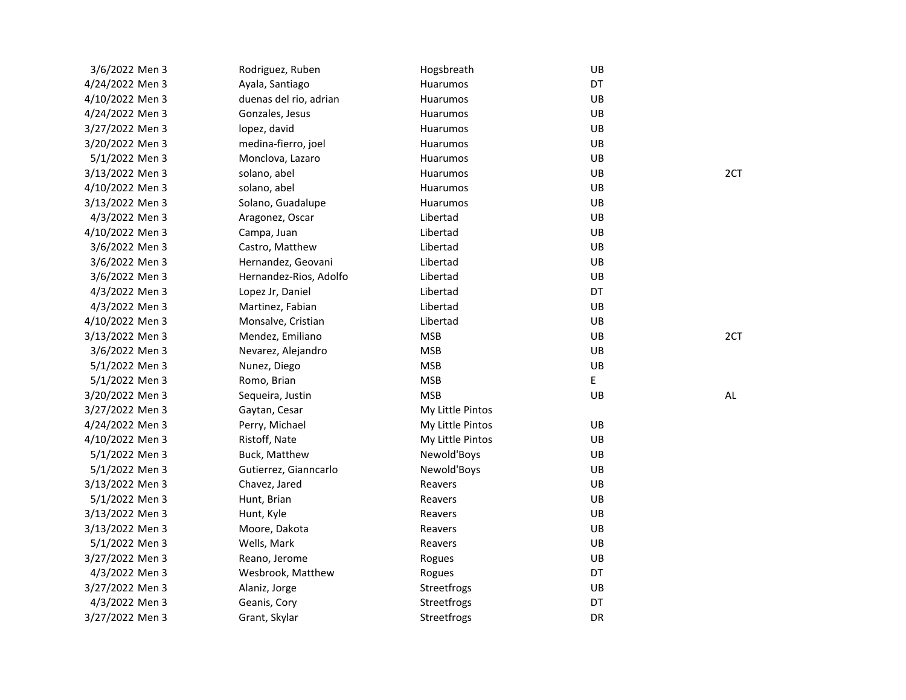| | | | | | |
|---|---|---|---|---|---|
| 3/6/2022 | Men 3 | Rodriguez, Ruben | Hogsbreath | UB | |
| 4/24/2022 | Men 3 | Ayala, Santiago | Huarumos | DT | |
| 4/10/2022 | Men 3 | duenas del rio, adrian | Huarumos | UB | |
| 4/24/2022 | Men 3 | Gonzales, Jesus | Huarumos | UB | |
| 3/27/2022 | Men 3 | lopez, david | Huarumos | UB | |
| 3/20/2022 | Men 3 | medina-fierro, joel | Huarumos | UB | |
| 5/1/2022 | Men 3 | Monclova, Lazaro | Huarumos | UB | |
| 3/13/2022 | Men 3 | solano, abel | Huarumos | UB | 2CT |
| 4/10/2022 | Men 3 | solano, abel | Huarumos | UB | |
| 3/13/2022 | Men 3 | Solano, Guadalupe | Huarumos | UB | |
| 4/3/2022 | Men 3 | Aragonez, Oscar | Libertad | UB | |
| 4/10/2022 | Men 3 | Campa, Juan | Libertad | UB | |
| 3/6/2022 | Men 3 | Castro, Matthew | Libertad | UB | |
| 3/6/2022 | Men 3 | Hernandez, Geovani | Libertad | UB | |
| 3/6/2022 | Men 3 | Hernandez-Rios, Adolfo | Libertad | UB | |
| 4/3/2022 | Men 3 | Lopez Jr, Daniel | Libertad | DT | |
| 4/3/2022 | Men 3 | Martinez, Fabian | Libertad | UB | |
| 4/10/2022 | Men 3 | Monsalve, Cristian | Libertad | UB | |
| 3/13/2022 | Men 3 | Mendez, Emiliano | MSB | UB | 2CT |
| 3/6/2022 | Men 3 | Nevarez, Alejandro | MSB | UB | |
| 5/1/2022 | Men 3 | Nunez, Diego | MSB | UB | |
| 5/1/2022 | Men 3 | Romo, Brian | MSB | E | |
| 3/20/2022 | Men 3 | Sequeira, Justin | MSB | UB | AL |
| 3/27/2022 | Men 3 | Gaytan, Cesar | My Little Pintos | | |
| 4/24/2022 | Men 3 | Perry, Michael | My Little Pintos | UB | |
| 4/10/2022 | Men 3 | Ristoff, Nate | My Little Pintos | UB | |
| 5/1/2022 | Men 3 | Buck, Matthew | Newold'Boys | UB | |
| 5/1/2022 | Men 3 | Gutierrez, Gianncarlo | Newold'Boys | UB | |
| 3/13/2022 | Men 3 | Chavez, Jared | Reavers | UB | |
| 5/1/2022 | Men 3 | Hunt, Brian | Reavers | UB | |
| 3/13/2022 | Men 3 | Hunt, Kyle | Reavers | UB | |
| 3/13/2022 | Men 3 | Moore, Dakota | Reavers | UB | |
| 5/1/2022 | Men 3 | Wells, Mark | Reavers | UB | |
| 3/27/2022 | Men 3 | Reano, Jerome | Rogues | UB | |
| 4/3/2022 | Men 3 | Wesbrook, Matthew | Rogues | DT | |
| 3/27/2022 | Men 3 | Alaniz, Jorge | Streetfrogs | UB | |
| 4/3/2022 | Men 3 | Geanis, Cory | Streetfrogs | DT | |
| 3/27/2022 | Men 3 | Grant, Skylar | Streetfrogs | DR | |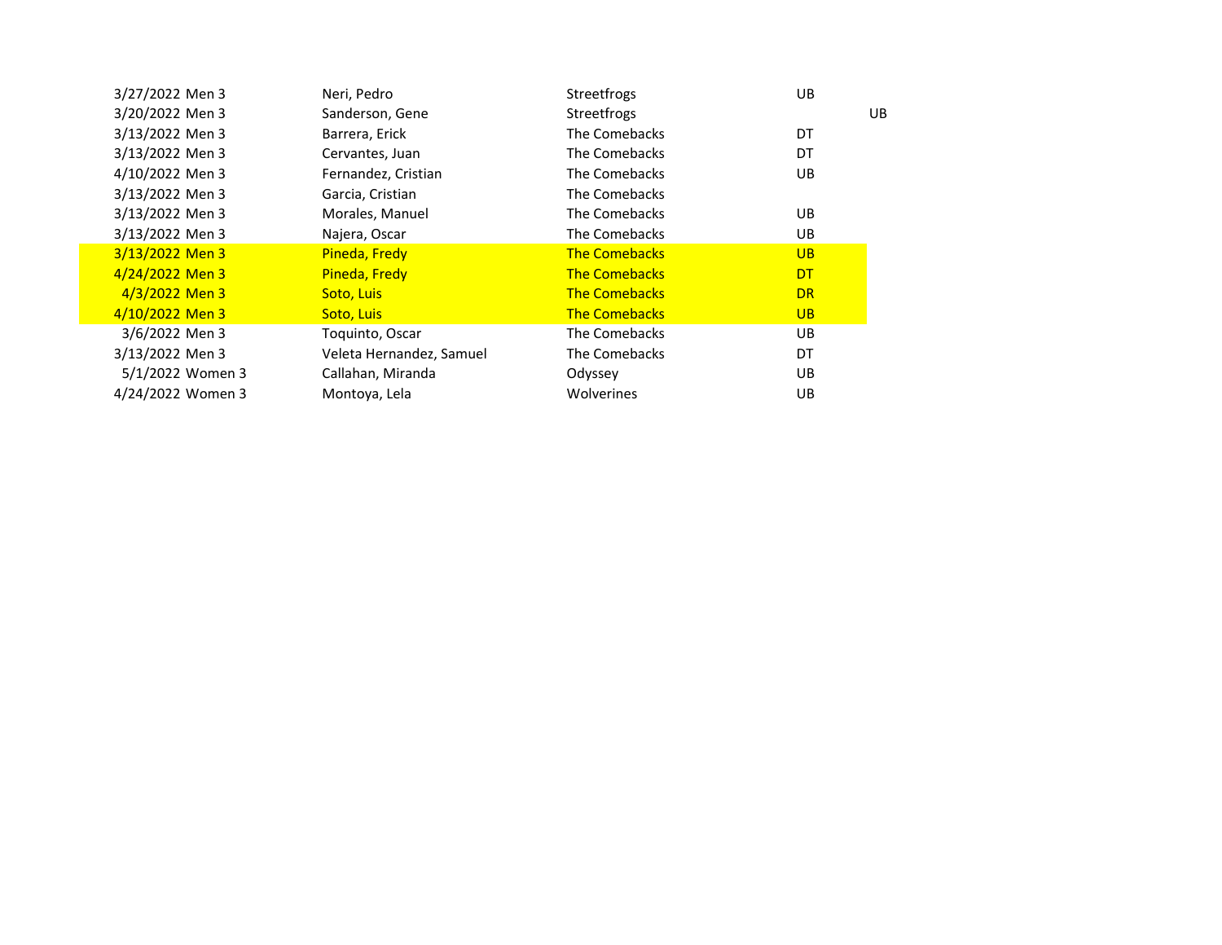| | | | | | |
|---|---|---|---|---|---|
| 3/27/2022 | Men 3 | Neri, Pedro | Streetfrogs | UB | |
| 3/20/2022 | Men 3 | Sanderson, Gene | Streetfrogs | | UB |
| 3/13/2022 | Men 3 | Barrera, Erick | The Comebacks | DT | |
| 3/13/2022 | Men 3 | Cervantes, Juan | The Comebacks | DT | |
| 4/10/2022 | Men 3 | Fernandez, Cristian | The Comebacks | UB | |
| 3/13/2022 | Men 3 | Garcia, Cristian | The Comebacks | | |
| 3/13/2022 | Men 3 | Morales, Manuel | The Comebacks | UB | |
| 3/13/2022 | Men 3 | Najera, Oscar | The Comebacks | UB | |
| 3/13/2022 | Men 3 | Pineda, Fredy | The Comebacks | UB | |
| 4/24/2022 | Men 3 | Pineda, Fredy | The Comebacks | DT | |
| 4/3/2022 | Men 3 | Soto, Luis | The Comebacks | DR | |
| 4/10/2022 | Men 3 | Soto, Luis | The Comebacks | UB | |
| 3/6/2022 | Men 3 | Toquinto, Oscar | The Comebacks | UB | |
| 3/13/2022 | Men 3 | Veleta Hernandez, Samuel | The Comebacks | DT | |
| 5/1/2022 | Women 3 | Callahan, Miranda | Odyssey | UB | |
| 4/24/2022 | Women 3 | Montoya, Lela | Wolverines | UB | |